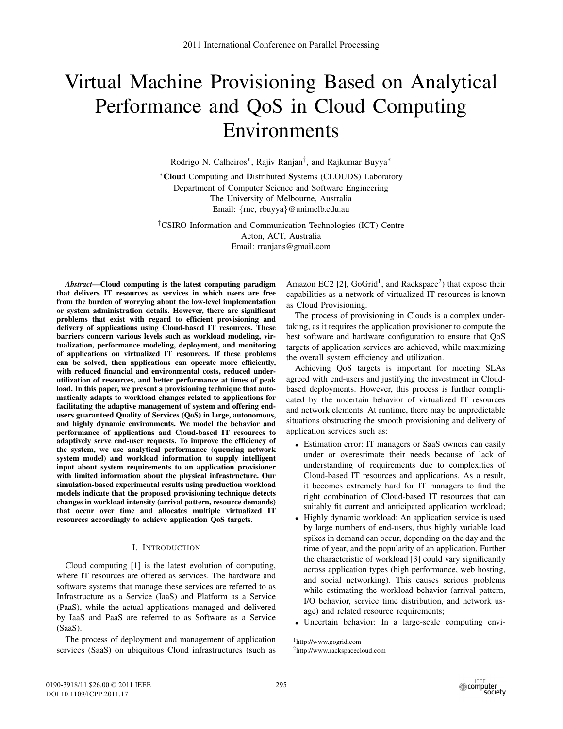# Virtual Machine Provisioning Based on Analytical Performance and QoS in Cloud Computing Environments

Rodrigo N. Calheiros*, Rajiv Ranjan†, and Rajkumar Buyya*

*Cloud Computing and Distributed Systems (CLOUDS) Laboratory
Department of Computer Science and Software Engineering
The University of Melbourne, Australia
Email: {rnc, rbuyya}@unimelb.edu.au

†CSIRO Information and Communication Technologies (ICT) Centre
Acton, ACT, Australia
Email: rranjans@gmail.com

***Abstract*—Cloud computing is the latest computing paradigm that delivers IT resources as services in which users are free from the burden of worrying about the low-level implementation or system administration details. However, there are significant problems that exist with regard to efficient provisioning and delivery of applications using Cloud-based IT resources. These barriers concern various levels such as workload modeling, virtualization, performance modeling, deployment, and monitoring of applications on virtualized IT resources. If these problems can be solved, then applications can operate more efficiently, with reduced financial and environmental costs, reduced underutilization of resources, and better performance at times of peak load. In this paper, we present a provisioning technique that automatically adapts to workload changes related to applications for facilitating the adaptive management of system and offering end-users guaranteed Quality of Services (QoS) in large, autonomous, and highly dynamic environments. We model the behavior and performance of applications and Cloud-based IT resources to adaptively serve end-user requests. To improve the efficiency of the system, we use analytical performance (queueing network system model) and workload information to supply intelligent input about system requirements to an application provisioner with limited information about the physical infrastructure. Our simulation-based experimental results using production workload models indicate that the proposed provisioning technique detects changes in workload intensity (arrival pattern, resource demands) that occur over time and allocates multiple virtualized IT resources accordingly to achieve application QoS targets.**

## I. Introduction

Cloud computing [1] is the latest evolution of computing, where IT resources are offered as services. The hardware and software systems that manage these services are referred to as Infrastructure as a Service (IaaS) and Platform as a Service (PaaS), while the actual applications managed and delivered by IaaS and PaaS are referred to as Software as a Service (SaaS).

The process of deployment and management of application services (SaaS) on ubiquitous Cloud infrastructures (such as Amazon EC2 [2], GoGrid[1], and Rackspace[2]) that expose their capabilities as a network of virtualized IT resources is known as Cloud Provisioning.

The process of provisioning in Clouds is a complex undertaking, as it requires the application provisioner to compute the best software and hardware configuration to ensure that QoS targets of application services are achieved, while maximizing the overall system efficiency and utilization.

Achieving QoS targets is important for meeting SLAs agreed with end-users and justifying the investment in Cloud-based deployments. However, this process is further complicated by the uncertain behavior of virtualized IT resources and network elements. At runtime, there may be unpredictable situations obstructing the smooth provisioning and delivery of application services such as:

- Estimation error: IT managers or SaaS owners can easily under or overestimate their needs because of lack of understanding of requirements due to complexities of Cloud-based IT resources and applications. As a result, it becomes extremely hard for IT managers to find the right combination of Cloud-based IT resources that can suitably fit current and anticipated application workload;
- Highly dynamic workload: An application service is used by large numbers of end-users, thus highly variable load spikes in demand can occur, depending on the day and the time of year, and the popularity of an application. Further the characteristic of workload [3] could vary significantly across application types (high performance, web hosting, and social networking). This causes serious problems while estimating the workload behavior (arrival pattern, I/O behavior, service time distribution, and network usage) and related resource requirements;
- Uncertain behavior: In a large-scale computing envi-

[1] http://www.gogrid.com
[2] http://www.rackspacecloud.com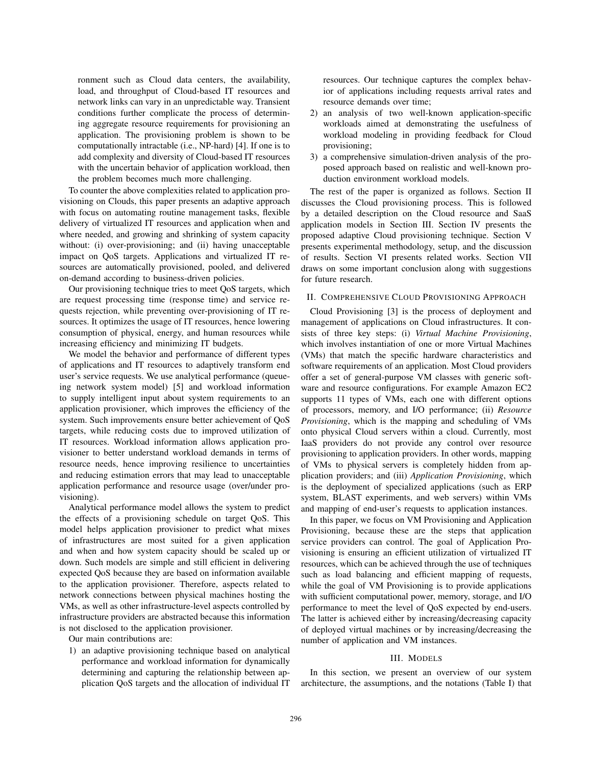ronment such as Cloud data centers, the availability, load, and throughput of Cloud-based IT resources and network links can vary in an unpredictable way. Transient conditions further complicate the process of determining aggregate resource requirements for provisioning an application. The provisioning problem is shown to be computationally intractable (i.e., NP-hard) [4]. If one is to add complexity and diversity of Cloud-based IT resources with the uncertain behavior of application workload, then the problem becomes much more challenging.

To counter the above complexities related to application provisioning on Clouds, this paper presents an adaptive approach with focus on automating routine management tasks, flexible delivery of virtualized IT resources and application when and where needed, and growing and shrinking of system capacity without: (i) over-provisioning; and (ii) having unacceptable impact on QoS targets. Applications and virtualized IT resources are automatically provisioned, pooled, and delivered on-demand according to business-driven policies.

Our provisioning technique tries to meet QoS targets, which are request processing time (response time) and service requests rejection, while preventing over-provisioning of IT resources. It optimizes the usage of IT resources, hence lowering consumption of physical, energy, and human resources while increasing efficiency and minimizing IT budgets.

We model the behavior and performance of different types of applications and IT resources to adaptively transform end user's service requests. We use analytical performance (queueing network system model) [5] and workload information to supply intelligent input about system requirements to an application provisioner, which improves the efficiency of the system. Such improvements ensure better achievement of QoS targets, while reducing costs due to improved utilization of IT resources. Workload information allows application provisioner to better understand workload demands in terms of resource needs, hence improving resilience to uncertainties and reducing estimation errors that may lead to unacceptable application performance and resource usage (over/under provisioning).

Analytical performance model allows the system to predict the effects of a provisioning schedule on target QoS. This model helps application provisioner to predict what mixes of infrastructures are most suited for a given application and when and how system capacity should be scaled up or down. Such models are simple and still efficient in delivering expected QoS because they are based on information available to the application provisioner. Therefore, aspects related to network connections between physical machines hosting the VMs, as well as other infrastructure-level aspects controlled by infrastructure providers are abstracted because this information is not disclosed to the application provisioner.

Our main contributions are:

1) an adaptive provisioning technique based on analytical performance and workload information for dynamically determining and capturing the relationship between application QoS targets and the allocation of individual IT resources. Our technique captures the complex behavior of applications including requests arrival rates and resource demands over time;
2) an analysis of two well-known application-specific workloads aimed at demonstrating the usefulness of workload modeling in providing feedback for Cloud provisioning;
3) a comprehensive simulation-driven analysis of the proposed approach based on realistic and well-known production environment workload models.

The rest of the paper is organized as follows. Section II discusses the Cloud provisioning process. This is followed by a detailed description on the Cloud resource and SaaS application models in Section III. Section IV presents the proposed adaptive Cloud provisioning technique. Section V presents experimental methodology, setup, and the discussion of results. Section VI presents related works. Section VII draws on some important conclusion along with suggestions for future research.

## II. Comprehensive Cloud Provisioning Approach

Cloud Provisioning [3] is the process of deployment and management of applications on Cloud infrastructures. It consists of three key steps: (i) *Virtual Machine Provisioning*, which involves instantiation of one or more Virtual Machines (VMs) that match the specific hardware characteristics and software requirements of an application. Most Cloud providers offer a set of general-purpose VM classes with generic software and resource configurations. For example Amazon EC2 supports 11 types of VMs, each one with different options of processors, memory, and I/O performance; (ii) *Resource Provisioning*, which is the mapping and scheduling of VMs onto physical Cloud servers within a cloud. Currently, most IaaS providers do not provide any control over resource provisioning to application providers. In other words, mapping of VMs to physical servers is completely hidden from application providers; and (iii) *Application Provisioning*, which is the deployment of specialized applications (such as ERP system, BLAST experiments, and web servers) within VMs and mapping of end-user's requests to application instances.

In this paper, we focus on VM Provisioning and Application Provisioning, because these are the steps that application service providers can control. The goal of Application Provisioning is ensuring an efficient utilization of virtualized IT resources, which can be achieved through the use of techniques such as load balancing and efficient mapping of requests, while the goal of VM Provisioning is to provide applications with sufficient computational power, memory, storage, and I/O performance to meet the level of QoS expected by end-users. The latter is achieved either by increasing/decreasing capacity of deployed virtual machines or by increasing/decreasing the number of application and VM instances.

## III. Models

In this section, we present an overview of our system architecture, the assumptions, and the notations (Table I) that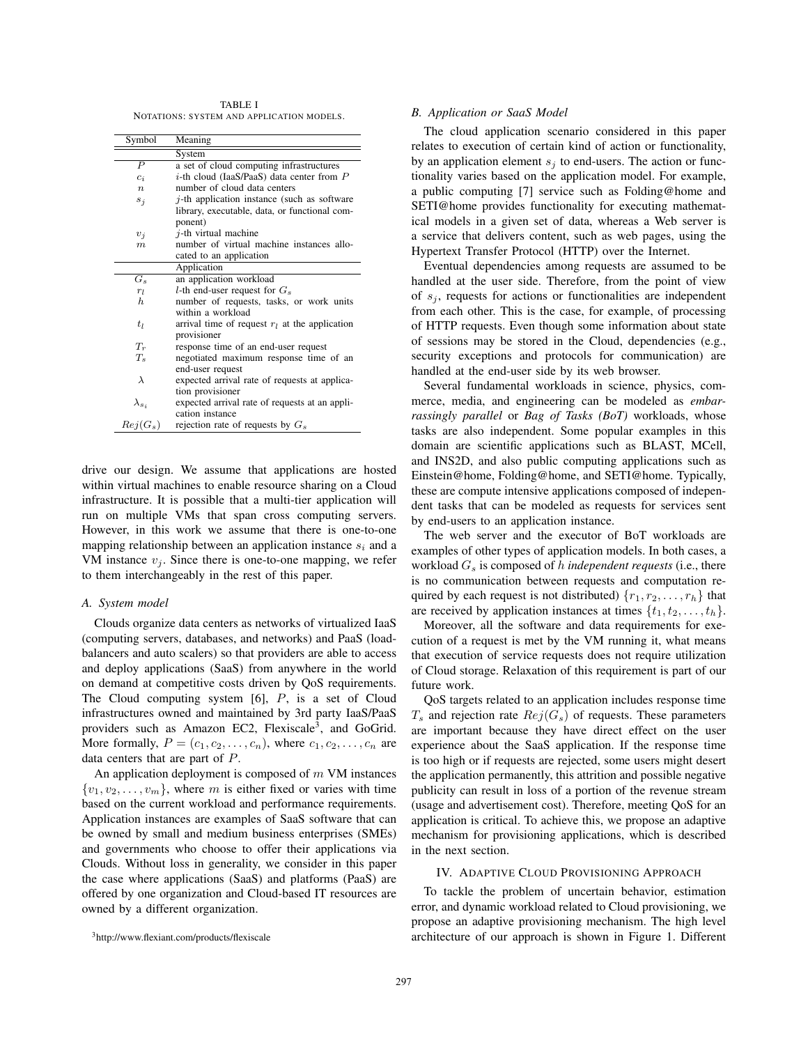TABLE I
NOTATIONS: SYSTEM AND APPLICATION MODELS.

| Symbol | Meaning |
|---|---|
| | System |
| $P$ | a set of cloud computing infrastructures |
| $c_i$ | $i$-th cloud (IaaS/PaaS) data center from $P$ |
| $n$ | number of cloud data centers |
| $s_j$ | $j$-th application instance (such as software library, executable, data, or functional component) |
| $v_j$ | $j$-th virtual machine |
| $m$ | number of virtual machine instances allocated to an application |
| | Application |
| $G_s$ | an application workload |
| $r_l$ | $l$-th end-user request for $G_s$ |
| $h$ | number of requests, tasks, or work units within a workload |
| $t_l$ | arrival time of request $r_l$ at the application provisioner |
| $T_r$ | response time of an end-user request |
| $T_s$ | negotiated maximum response time of an end-user request |
| $\lambda$ | expected arrival rate of requests at application provisioner |
| $\lambda_{s_i}$ | expected arrival rate of requests at an application instance |
| $Rej(G_s)$ | rejection rate of requests by $G_s$ |

drive our design. We assume that applications are hosted within virtual machines to enable resource sharing on a Cloud infrastructure. It is possible that a multi-tier application will run on multiple VMs that span cross computing servers. However, in this work we assume that there is one-to-one mapping relationship between an application instance $s_i$ and a VM instance $v_j$. Since there is one-to-one mapping, we refer to them interchangeably in the rest of this paper.

### A. System model

Clouds organize data centers as networks of virtualized IaaS (computing servers, databases, and networks) and PaaS (load-balancers and auto scalers) so that providers are able to access and deploy applications (SaaS) from anywhere in the world on demand at competitive costs driven by QoS requirements. The Cloud computing system [6], $P$, is a set of Cloud infrastructures owned and maintained by 3rd party IaaS/PaaS providers such as Amazon EC2, Flexiscale[3], and GoGrid. More formally, $P = (c_1, c_2, \ldots, c_n)$, where $c_1, c_2, \ldots, c_n$ are data centers that are part of $P$.

An application deployment is composed of $m$ VM instances $\{v_1, v_2, \ldots, v_m\}$, where $m$ is either fixed or varies with time based on the current workload and performance requirements. Application instances are examples of SaaS software that can be owned by small and medium business enterprises (SMEs) and governments who choose to offer their applications via Clouds. Without loss in generality, we consider in this paper the case where applications (SaaS) and platforms (PaaS) are offered by one organization and Cloud-based IT resources are owned by a different organization.

[3] http://www.flexiant.com/products/flexiscale

### B. Application or SaaS Model

The cloud application scenario considered in this paper relates to execution of certain kind of action or functionality, by an application element $s_j$ to end-users. The action or functionality varies based on the application model. For example, a public computing [7] service such as Folding@home and SETI@home provides functionality for executing mathematical models in a given set of data, whereas a Web server is a service that delivers content, such as web pages, using the Hypertext Transfer Protocol (HTTP) over the Internet.

Eventual dependencies among requests are assumed to be handled at the user side. Therefore, from the point of view of $s_j$, requests for actions or functionalities are independent from each other. This is the case, for example, of processing of HTTP requests. Even though some information about state of sessions may be stored in the Cloud, dependencies (e.g., security exceptions and protocols for communication) are handled at the end-user side by its web browser.

Several fundamental workloads in science, physics, commerce, media, and engineering can be modeled as *embarrassingly parallel* or *Bag of Tasks (BoT)* workloads, whose tasks are also independent. Some popular examples in this domain are scientific applications such as BLAST, MCell, and INS2D, and also public computing applications such as Einstein@home, Folding@home, and SETI@home. Typically, these are compute intensive applications composed of independent tasks that can be modeled as requests for services sent by end-users to an application instance.

The web server and the executor of BoT workloads are examples of other types of application models. In both cases, a workload $G_s$ is composed of $h$ *independent requests* (i.e., there is no communication between requests and computation required by each request is not distributed) $\{r_1, r_2, \ldots, r_h\}$ that are received by application instances at times $\{t_1, t_2, \ldots, t_h\}$.

Moreover, all the software and data requirements for execution of a request is met by the VM running it, what means that execution of service requests does not require utilization of Cloud storage. Relaxation of this requirement is part of our future work.

QoS targets related to an application includes response time $T_s$ and rejection rate $Rej(G_s)$ of requests. These parameters are important because they have direct effect on the user experience about the SaaS application. If the response time is too high or if requests are rejected, some users might desert the application permanently, this attrition and possible negative publicity can result in loss of a portion of the revenue stream (usage and advertisement cost). Therefore, meeting QoS for an application is critical. To achieve this, we propose an adaptive mechanism for provisioning applications, which is described in the next section.

## IV. ADAPTIVE CLOUD PROVISIONING APPROACH

To tackle the problem of uncertain behavior, estimation error, and dynamic workload related to Cloud provisioning, we propose an adaptive provisioning mechanism. The high level architecture of our approach is shown in Figure 1. Different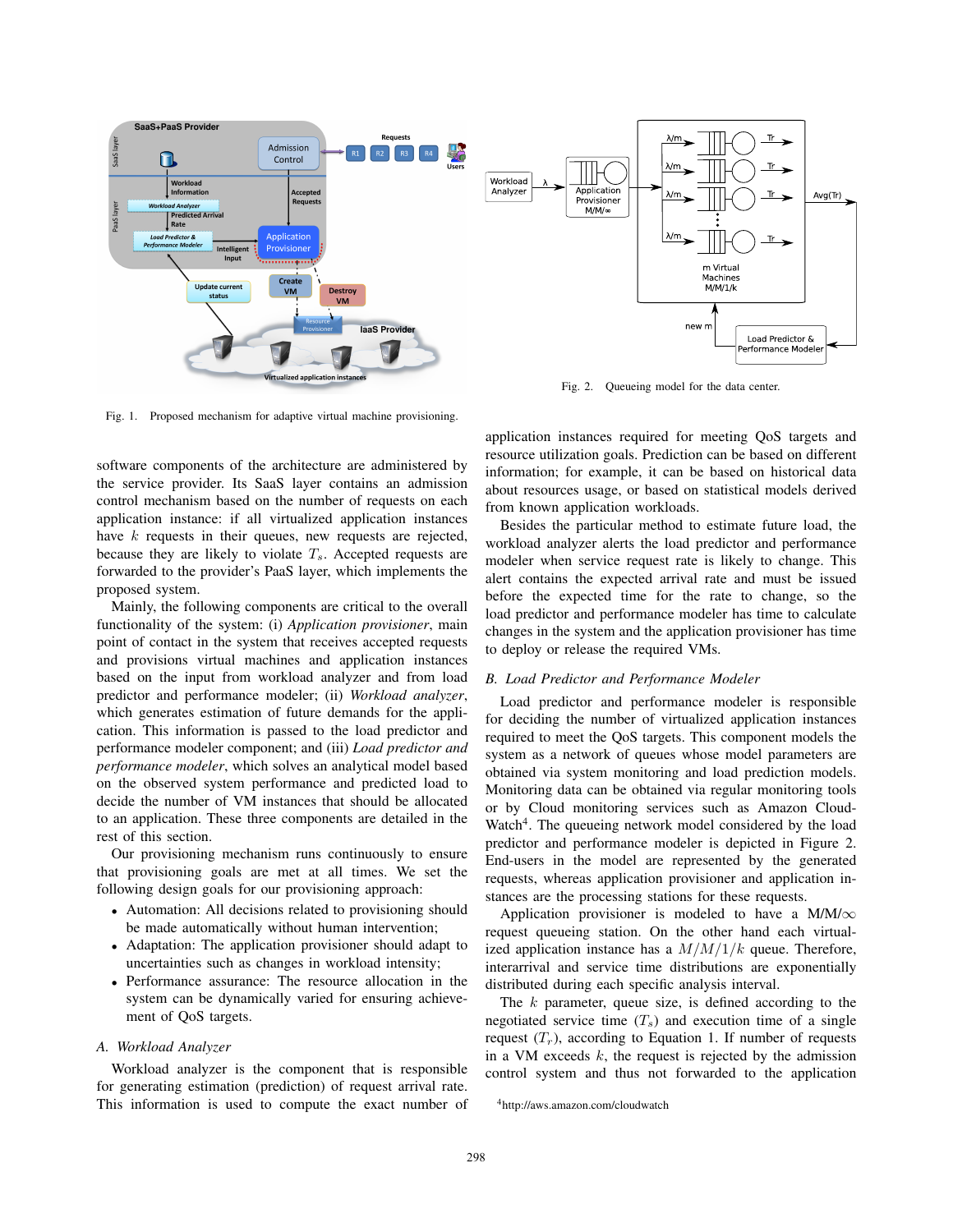Fig. 1. Proposed mechanism for adaptive virtual machine provisioning.

Fig. 2. Queueing model for the data center.

software components of the architecture are administered by the service provider. Its SaaS layer contains an admission control mechanism based on the number of requests on each application instance: if all virtualized application instances have $k$ requests in their queues, new requests are rejected, because they are likely to violate $T_s$. Accepted requests are forwarded to the provider's PaaS layer, which implements the proposed system.

Mainly, the following components are critical to the overall functionality of the system: (i) *Application provisioner*, main point of contact in the system that receives accepted requests and provisions virtual machines and application instances based on the input from workload analyzer and from load predictor and performance modeler; (ii) *Workload analyzer*, which generates estimation of future demands for the application. This information is passed to the load predictor and performance modeler component; and (iii) *Load predictor and performance modeler*, which solves an analytical model based on the observed system performance and predicted load to decide the number of VM instances that should be allocated to an application. These three components are detailed in the rest of this section.

Our provisioning mechanism runs continuously to ensure that provisioning goals are met at all times. We set the following design goals for our provisioning approach:

- Automation: All decisions related to provisioning should be made automatically without human intervention;
- Adaptation: The application provisioner should adapt to uncertainties such as changes in workload intensity;
- Performance assurance: The resource allocation in the system can be dynamically varied for ensuring achievement of QoS targets.

### A. Workload Analyzer

Workload analyzer is the component that is responsible for generating estimation (prediction) of request arrival rate. This information is used to compute the exact number of application instances required for meeting QoS targets and resource utilization goals. Prediction can be based on different information; for example, it can be based on historical data about resources usage, or based on statistical models derived from known application workloads.

Besides the particular method to estimate future load, the workload analyzer alerts the load predictor and performance modeler when service request rate is likely to change. This alert contains the expected arrival rate and must be issued before the expected time for the rate to change, so the load predictor and performance modeler has time to calculate changes in the system and the application provisioner has time to deploy or release the required VMs.

### B. Load Predictor and Performance Modeler

Load predictor and performance modeler is responsible for deciding the number of virtualized application instances required to meet the QoS targets. This component models the system as a network of queues whose model parameters are obtained via system monitoring and load prediction models. Monitoring data can be obtained via regular monitoring tools or by Cloud monitoring services such as Amazon CloudWatch[4]. The queueing network model considered by the load predictor and performance modeler is depicted in Figure 2. End-users in the model are represented by the generated requests, whereas application provisioner and application instances are the processing stations for these requests.

Application provisioner is modeled to have a M/M/$\infty$ request queueing station. On the other hand each virtualized application instance has a $M/M/1/k$ queue. Therefore, interarrival and service time distributions are exponentially distributed during each specific analysis interval.

The $k$ parameter, queue size, is defined according to the negotiated service time ($T_s$) and execution time of a single request ($T_r$), according to Equation 1. If number of requests in a VM exceeds $k$, the request is rejected by the admission control system and thus not forwarded to the application

[4]http://aws.amazon.com/cloudwatch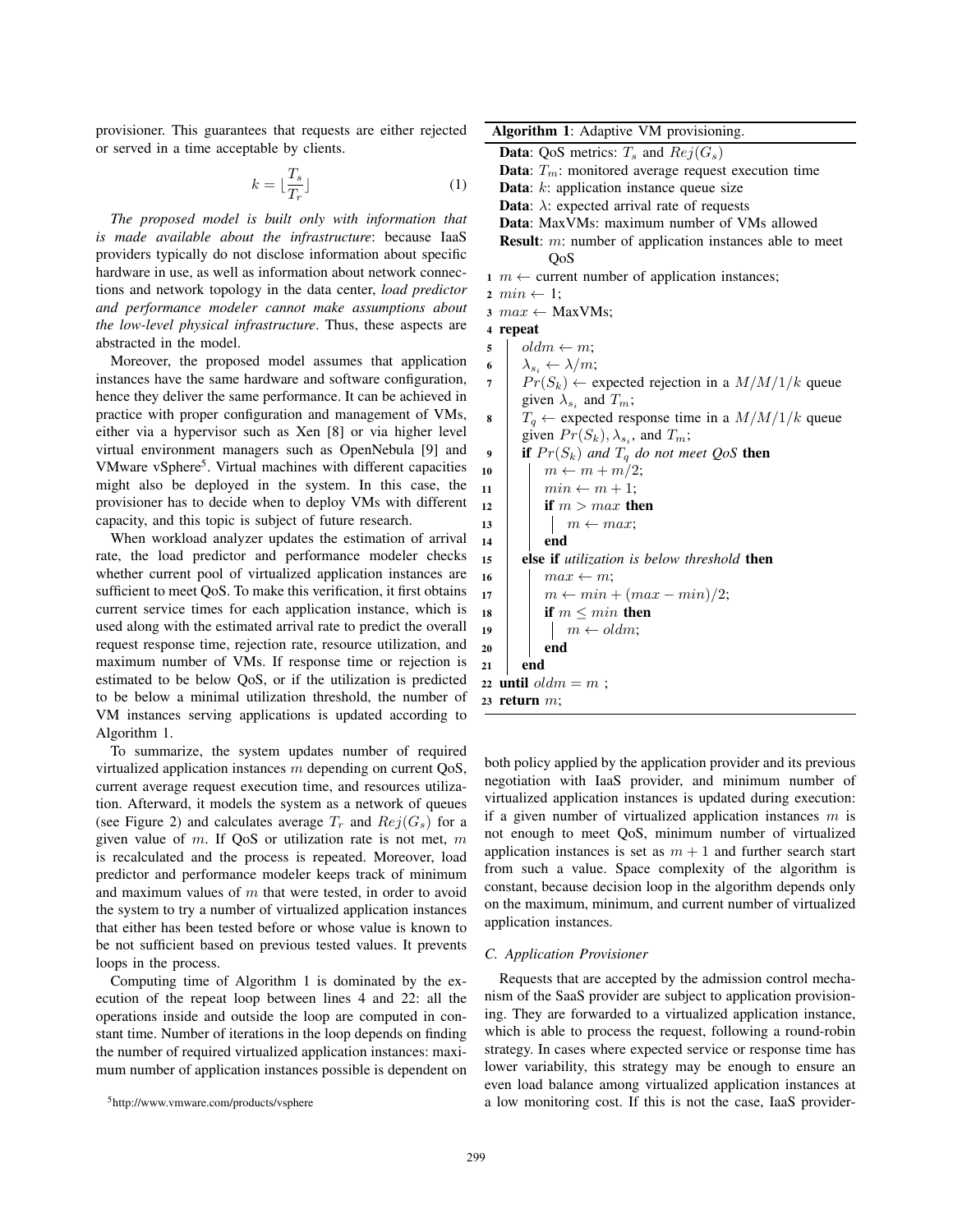provisioner. This guarantees that requests are either rejected or served in a time acceptable by clients.

$$k = \lfloor \frac{T_s}{T_r} \rfloor \quad (1)$$

*The proposed model is built only with information that is made available about the infrastructure*: because IaaS providers typically do not disclose information about specific hardware in use, as well as information about network connections and network topology in the data center, *load predictor and performance modeler cannot make assumptions about the low-level physical infrastructure*. Thus, these aspects are abstracted in the model.

Moreover, the proposed model assumes that application instances have the same hardware and software configuration, hence they deliver the same performance. It can be achieved in practice with proper configuration and management of VMs, either via a hypervisor such as Xen [8] or via higher level virtual environment managers such as OpenNebula [9] and VMware vSphere[5]. Virtual machines with different capacities might also be deployed in the system. In this case, the provisioner has to decide when to deploy VMs with different capacity, and this topic is subject of future research.

When workload analyzer updates the estimation of arrival rate, the load predictor and performance modeler checks whether current pool of virtualized application instances are sufficient to meet QoS. To make this verification, it first obtains current service times for each application instance, which is used along with the estimated arrival rate to predict the overall request response time, rejection rate, resource utilization, and maximum number of VMs. If response time or rejection is estimated to be below QoS, or if the utilization is predicted to be below a minimal utilization threshold, the number of VM instances serving applications is updated according to Algorithm 1.

To summarize, the system updates number of required virtualized application instances $m$ depending on current QoS, current average request execution time, and resources utilization. Afterward, it models the system as a network of queues (see Figure 2) and calculates average $T_r$ and $Rej(G_s)$ for a given value of $m$. If QoS or utilization rate is not met, $m$ is recalculated and the process is repeated. Moreover, load predictor and performance modeler keeps track of minimum and maximum values of $m$ that were tested, in order to avoid the system to try a number of virtualized application instances that either has been tested before or whose value is known to be not sufficient based on previous tested values. It prevents loops in the process.

Computing time of Algorithm 1 is dominated by the execution of the repeat loop between lines 4 and 22: all the operations inside and outside the loop are computed in constant time. Number of iterations in the loop depends on finding the number of required virtualized application instances: maximum number of application instances possible is dependent on both policy applied by the application provider and its previous negotiation with IaaS provider, and minimum number of virtualized application instances is updated during execution: if a given number of virtualized application instances $m$ is not enough to meet QoS, minimum number of virtualized application instances is set as $m + 1$ and further search start from such a value. Space complexity of the algorithm is constant, because decision loop in the algorithm depends only on the maximum, minimum, and current number of virtualized application instances.

**Algorithm 1**: Adaptive VM provisioning.

```
Data: QoS metrics: T_s and Rej(G_s)
Data: T_m: monitored average request execution time
Data: k: application instance queue size
Data: λ: expected arrival rate of requests
Data: MaxVMs: maximum number of VMs allowed
Result: m: number of application instances able to meet QoS
1  m ← current number of application instances;
2  min ← 1;
3  max ← MaxVMs;
4  repeat
5      oldm ← m;
6      λ_{s_i} ← λ/m;
7      Pr(S_k) ← expected rejection in a M/M/1/k queue given λ_{s_i} and T_m;
8      T_q ← expected response time in a M/M/1/k queue given Pr(S_k), λ_{s_i}, and T_m;
9      if Pr(S_k) and T_q do not meet QoS then
10         m ← m + m/2;
11         min ← m + 1;
12         if m > max then
13             m ← max;
14         end
15     else if utilization is below threshold then
16         max ← m;
17         m ← min + (max − min)/2;
18         if m ≤ min then
19             m ← oldm;
20         end
21     end
22 until oldm = m ;
23 return m;
```

### C. Application Provisioner

Requests that are accepted by the admission control mechanism of the SaaS provider are subject to application provisioning. They are forwarded to a virtualized application instance, which is able to process the request, following a round-robin strategy. In cases where expected service or response time has lower variability, this strategy may be enough to ensure an even load balance among virtualized application instances at a low monitoring cost. If this is not the case, IaaS provider-

[5]http://www.vmware.com/products/vsphere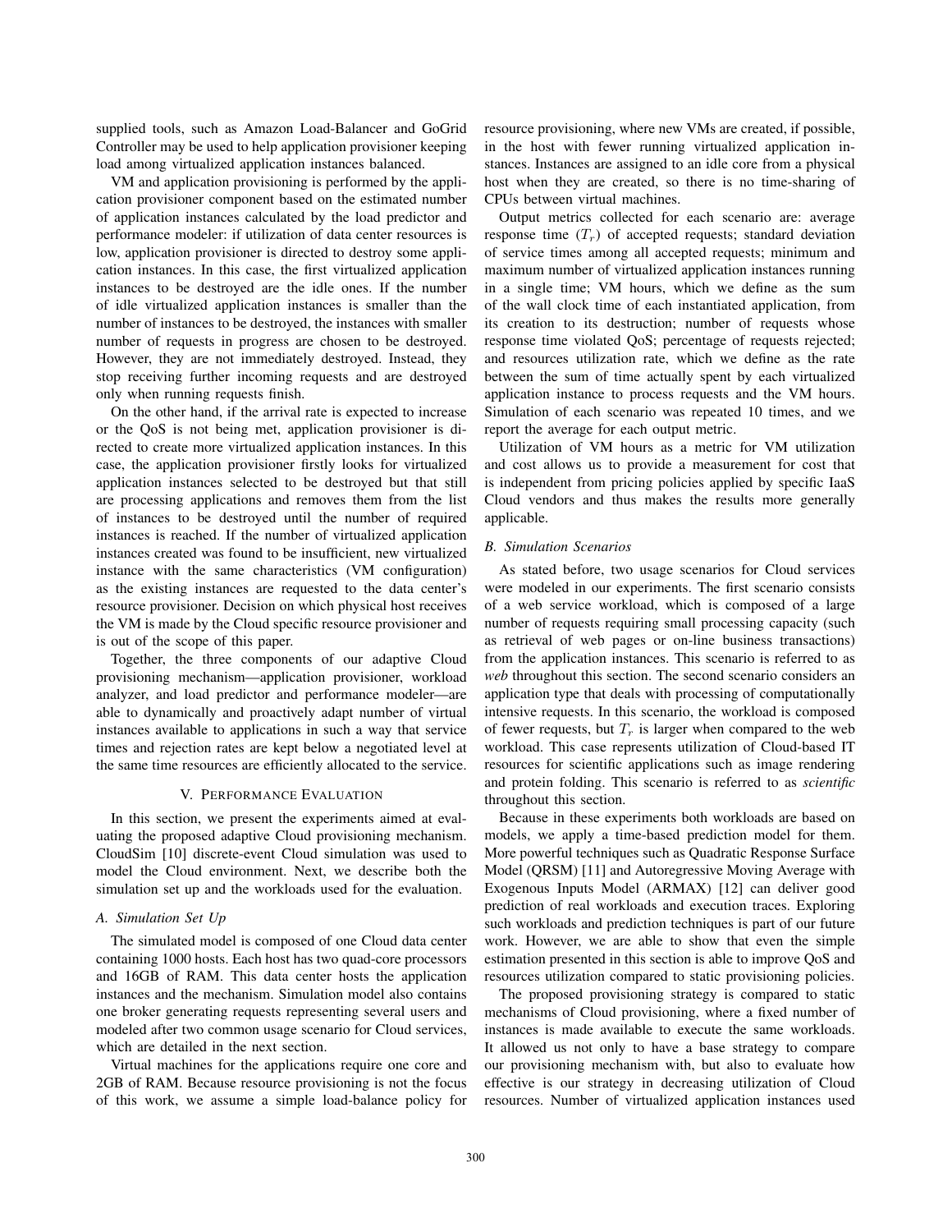supplied tools, such as Amazon Load-Balancer and GoGrid Controller may be used to help application provisioner keeping load among virtualized application instances balanced.

VM and application provisioning is performed by the application provisioner component based on the estimated number of application instances calculated by the load predictor and performance modeler: if utilization of data center resources is low, application provisioner is directed to destroy some application instances. In this case, the first virtualized application instances to be destroyed are the idle ones. If the number of idle virtualized application instances is smaller than the number of instances to be destroyed, the instances with smaller number of requests in progress are chosen to be destroyed. However, they are not immediately destroyed. Instead, they stop receiving further incoming requests and are destroyed only when running requests finish.

On the other hand, if the arrival rate is expected to increase or the QoS is not being met, application provisioner is directed to create more virtualized application instances. In this case, the application provisioner firstly looks for virtualized application instances selected to be destroyed but that still are processing applications and removes them from the list of instances to be destroyed until the number of required instances is reached. If the number of virtualized application instances created was found to be insufficient, new virtualized instance with the same characteristics (VM configuration) as the existing instances are requested to the data center's resource provisioner. Decision on which physical host receives the VM is made by the Cloud specific resource provisioner and is out of the scope of this paper.

Together, the three components of our adaptive Cloud provisioning mechanism—application provisioner, workload analyzer, and load predictor and performance modeler—are able to dynamically and proactively adapt number of virtual instances available to applications in such a way that service times and rejection rates are kept below a negotiated level at the same time resources are efficiently allocated to the service.

## V. Performance Evaluation

In this section, we present the experiments aimed at evaluating the proposed adaptive Cloud provisioning mechanism. CloudSim [10] discrete-event Cloud simulation was used to model the Cloud environment. Next, we describe both the simulation set up and the workloads used for the evaluation.

### A. Simulation Set Up

The simulated model is composed of one Cloud data center containing 1000 hosts. Each host has two quad-core processors and 16GB of RAM. This data center hosts the application instances and the mechanism. Simulation model also contains one broker generating requests representing several users and modeled after two common usage scenario for Cloud services, which are detailed in the next section.

Virtual machines for the applications require one core and 2GB of RAM. Because resource provisioning is not the focus of this work, we assume a simple load-balance policy for resource provisioning, where new VMs are created, if possible, in the host with fewer running virtualized application instances. Instances are assigned to an idle core from a physical host when they are created, so there is no time-sharing of CPUs between virtual machines.

Output metrics collected for each scenario are: average response time ($T_r$) of accepted requests; standard deviation of service times among all accepted requests; minimum and maximum number of virtualized application instances running in a single time; VM hours, which we define as the sum of the wall clock time of each instantiated application, from its creation to its destruction; number of requests whose response time violated QoS; percentage of requests rejected; and resources utilization rate, which we define as the rate between the sum of time actually spent by each virtualized application instance to process requests and the VM hours. Simulation of each scenario was repeated 10 times, and we report the average for each output metric.

Utilization of VM hours as a metric for VM utilization and cost allows us to provide a measurement for cost that is independent from pricing policies applied by specific IaaS Cloud vendors and thus makes the results more generally applicable.

### B. Simulation Scenarios

As stated before, two usage scenarios for Cloud services were modeled in our experiments. The first scenario consists of a web service workload, which is composed of a large number of requests requiring small processing capacity (such as retrieval of web pages or on-line business transactions) from the application instances. This scenario is referred to as *web* throughout this section. The second scenario considers an application type that deals with processing of computationally intensive requests. In this scenario, the workload is composed of fewer requests, but $T_r$ is larger when compared to the web workload. This case represents utilization of Cloud-based IT resources for scientific applications such as image rendering and protein folding. This scenario is referred to as *scientific* throughout this section.

Because in these experiments both workloads are based on models, we apply a time-based prediction model for them. More powerful techniques such as Quadratic Response Surface Model (QRSM) [11] and Autoregressive Moving Average with Exogenous Inputs Model (ARMAX) [12] can deliver good prediction of real workloads and execution traces. Exploring such workloads and prediction techniques is part of our future work. However, we are able to show that even the simple estimation presented in this section is able to improve QoS and resources utilization compared to static provisioning policies.

The proposed provisioning strategy is compared to static mechanisms of Cloud provisioning, where a fixed number of instances is made available to execute the same workloads. It allowed us not only to have a base strategy to compare our provisioning mechanism with, but also to evaluate how effective is our strategy in decreasing utilization of Cloud resources. Number of virtualized application instances used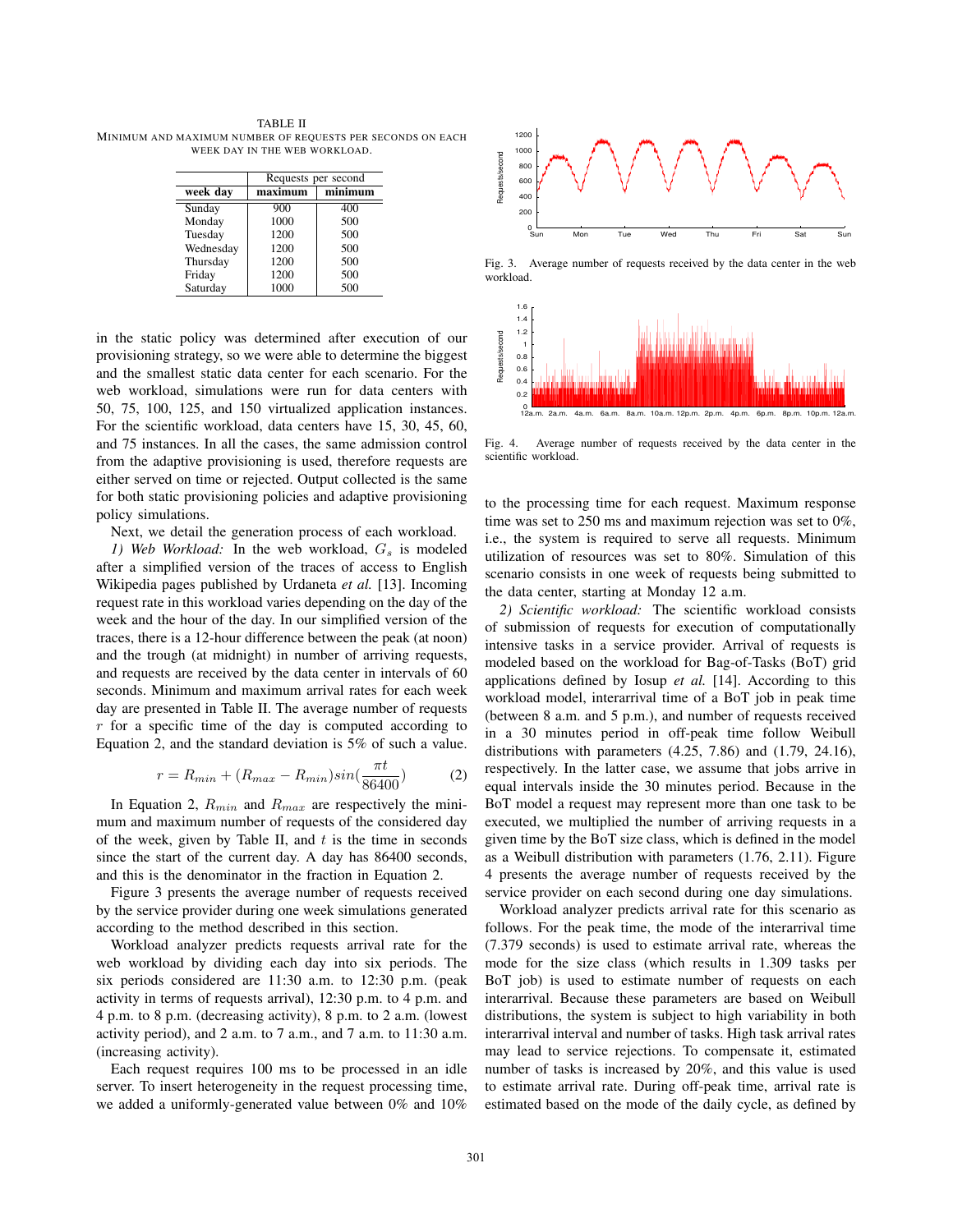TABLE II
MINIMUM AND MAXIMUM NUMBER OF REQUESTS PER SECONDS ON EACH WEEK DAY IN THE WEB WORKLOAD.

| | Requests per second | |
|---|---|---|
| **week day** | **maximum** | **minimum** |
| Sunday | 900 | 400 |
| Monday | 1000 | 500 |
| Tuesday | 1200 | 500 |
| Wednesday | 1200 | 500 |
| Thursday | 1200 | 500 |
| Friday | 1200 | 500 |
| Saturday | 1000 | 500 |

in the static policy was determined after execution of our provisioning strategy, so we were able to determine the biggest and the smallest static data center for each scenario. For the web workload, simulations were run for data centers with 50, 75, 100, 125, and 150 virtualized application instances. For the scientific workload, data centers have 15, 30, 45, 60, and 75 instances. In all the cases, the same admission control from the adaptive provisioning is used, therefore requests are either served on time or rejected. Output collected is the same for both static provisioning policies and adaptive provisioning policy simulations.

Next, we detail the generation process of each workload.

*1) Web Workload:* In the web workload, $G_s$ is modeled after a simplified version of the traces of access to English Wikipedia pages published by Urdaneta *et al.* [13]. Incoming request rate in this workload varies depending on the day of the week and the hour of the day. In our simplified version of the traces, there is a 12-hour difference between the peak (at noon) and the trough (at midnight) in number of arriving requests, and requests are received by the data center in intervals of 60 seconds. Minimum and maximum arrival rates for each week day are presented in Table II. The average number of requests $r$ for a specific time of the day is computed according to Equation 2, and the standard deviation is 5% of such a value.

$$r = R_{min} + (R_{max} - R_{min}) sin(\frac{\pi t}{86400}) \qquad (2)$$

In Equation 2, $R_{min}$ and $R_{max}$ are respectively the minimum and maximum number of requests of the considered day of the week, given by Table II, and $t$ is the time in seconds since the start of the current day. A day has 86400 seconds, and this is the denominator in the fraction in Equation 2.

Figure 3 presents the average number of requests received by the service provider during one week simulations generated according to the method described in this section.

Workload analyzer predicts requests arrival rate for the web workload by dividing each day into six periods. The six periods considered are 11:30 a.m. to 12:30 p.m. (peak activity in terms of requests arrival), 12:30 p.m. to 4 p.m. and 4 p.m. to 8 p.m. (decreasing activity), 8 p.m. to 2 a.m. (lowest activity period), and 2 a.m. to 7 a.m., and 7 a.m. to 11:30 a.m. (increasing activity).

Each request requires 100 ms to be processed in an idle server. To insert heterogeneity in the request processing time, we added a uniformly-generated value between 0% and 10%

Fig. 3. Average number of requests received by the data center in the web workload.

Fig. 4. Average number of requests received by the data center in the scientific workload.

to the processing time for each request. Maximum response time was set to 250 ms and maximum rejection was set to 0%, i.e., the system is required to serve all requests. Minimum utilization of resources was set to 80%. Simulation of this scenario consists in one week of requests being submitted to the data center, starting at Monday 12 a.m.

*2) Scientific workload:* The scientific workload consists of submission of requests for execution of computationally intensive tasks in a service provider. Arrival of requests is modeled based on the workload for Bag-of-Tasks (BoT) grid applications defined by Iosup *et al.* [14]. According to this workload model, interarrival time of a BoT job in peak time (between 8 a.m. and 5 p.m.), and number of requests received in a 30 minutes period in off-peak time follow Weibull distributions with parameters (4.25, 7.86) and (1.79, 24.16), respectively. In the latter case, we assume that jobs arrive in equal intervals inside the 30 minutes period. Because in the BoT model a request may represent more than one task to be executed, we multiplied the number of arriving requests in a given time by the BoT size class, which is defined in the model as a Weibull distribution with parameters (1.76, 2.11). Figure 4 presents the average number of requests received by the service provider on each second during one day simulations.

Workload analyzer predicts arrival rate for this scenario as follows. For the peak time, the mode of the interarrival time (7.379 seconds) is used to estimate arrival rate, whereas the mode for the size class (which results in 1.309 tasks per BoT job) is used to estimate number of requests on each interarrival. Because these parameters are based on Weibull distributions, the system is subject to high variability in both interarrival interval and number of tasks. High task arrival rates may lead to service rejections. To compensate it, estimated number of tasks is increased by 20%, and this value is used to estimate arrival rate. During off-peak time, arrival rate is estimated based on the mode of the daily cycle, as defined by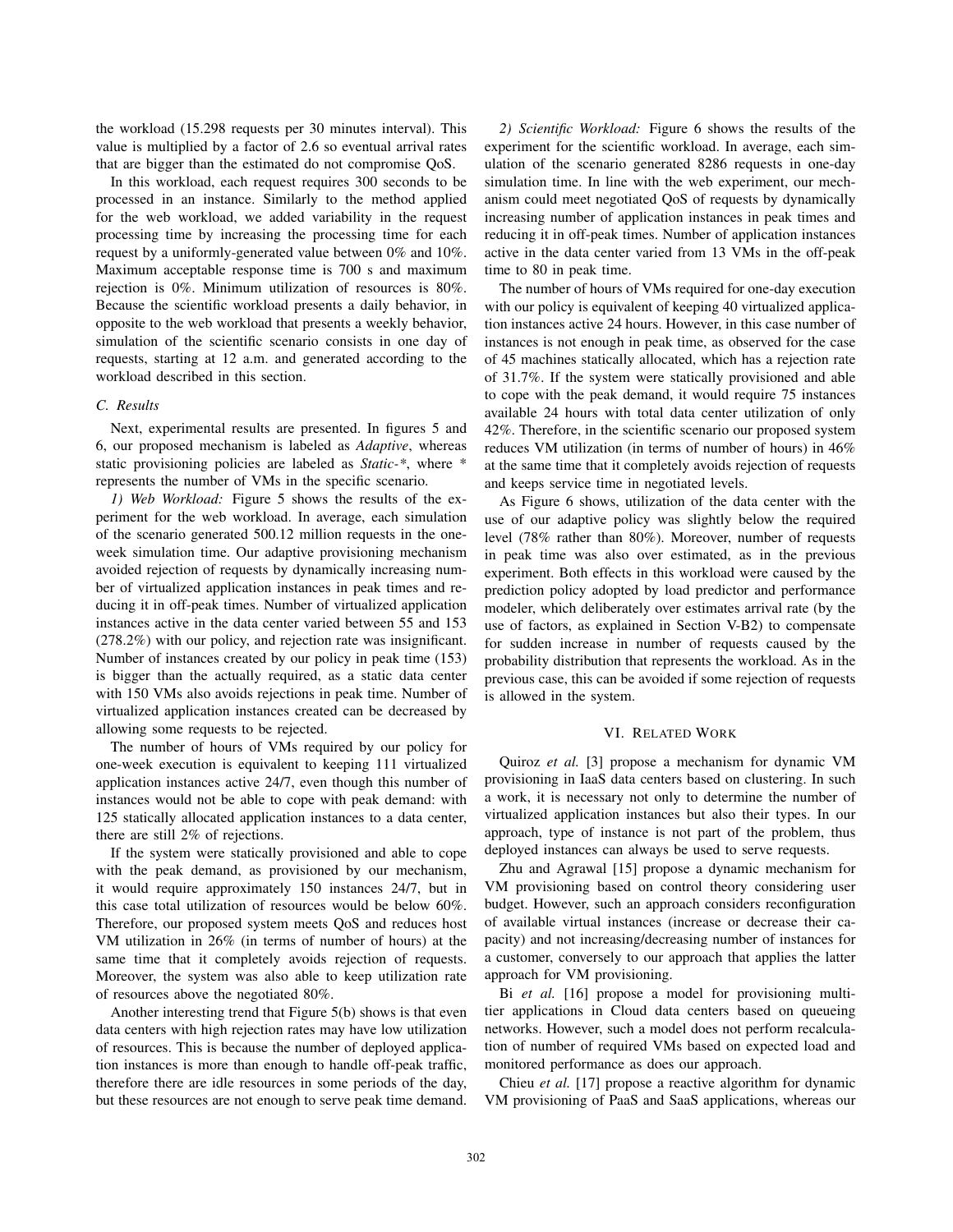the workload (15.298 requests per 30 minutes interval). This value is multiplied by a factor of 2.6 so eventual arrival rates that are bigger than the estimated do not compromise QoS.

In this workload, each request requires 300 seconds to be processed in an instance. Similarly to the method applied for the web workload, we added variability in the request processing time by increasing the processing time for each request by a uniformly-generated value between 0% and 10%. Maximum acceptable response time is 700 s and maximum rejection is 0%. Minimum utilization of resources is 80%. Because the scientific workload presents a daily behavior, in opposite to the web workload that presents a weekly behavior, simulation of the scientific scenario consists in one day of requests, starting at 12 a.m. and generated according to the workload described in this section.

### C. Results

Next, experimental results are presented. In figures 5 and 6, our proposed mechanism is labeled as *Adaptive*, whereas static provisioning policies are labeled as *Static-**, where * represents the number of VMs in the specific scenario.

*1) Web Workload:* Figure 5 shows the results of the experiment for the web workload. In average, each simulation of the scenario generated 500.12 million requests in the one-week simulation time. Our adaptive provisioning mechanism avoided rejection of requests by dynamically increasing number of virtualized application instances in peak times and reducing it in off-peak times. Number of virtualized application instances active in the data center varied between 55 and 153 (278.2%) with our policy, and rejection rate was insignificant. Number of instances created by our policy in peak time (153) is bigger than the actually required, as a static data center with 150 VMs also avoids rejections in peak time. Number of virtualized application instances created can be decreased by allowing some requests to be rejected.

The number of hours of VMs required by our policy for one-week execution is equivalent to keeping 111 virtualized application instances active 24/7, even though this number of instances would not be able to cope with peak demand: with 125 statically allocated application instances to a data center, there are still 2% of rejections.

If the system were statically provisioned and able to cope with the peak demand, as provisioned by our mechanism, it would require approximately 150 instances 24/7, but in this case total utilization of resources would be below 60%. Therefore, our proposed system meets QoS and reduces host VM utilization in 26% (in terms of number of hours) at the same time that it completely avoids rejection of requests. Moreover, the system was also able to keep utilization rate of resources above the negotiated 80%.

Another interesting trend that Figure 5(b) shows is that even data centers with high rejection rates may have low utilization of resources. This is because the number of deployed application instances is more than enough to handle off-peak traffic, therefore there are idle resources in some periods of the day, but these resources are not enough to serve peak time demand.

*2) Scientific Workload:* Figure 6 shows the results of the experiment for the scientific workload. In average, each simulation of the scenario generated 8286 requests in one-day simulation time. In line with the web experiment, our mechanism could meet negotiated QoS of requests by dynamically increasing number of application instances in peak times and reducing it in off-peak times. Number of application instances active in the data center varied from 13 VMs in the off-peak time to 80 in peak time.

The number of hours of VMs required for one-day execution with our policy is equivalent of keeping 40 virtualized application instances active 24 hours. However, in this case number of instances is not enough in peak time, as observed for the case of 45 machines statically allocated, which has a rejection rate of 31.7%. If the system were statically provisioned and able to cope with the peak demand, it would require 75 instances available 24 hours with total data center utilization of only 42%. Therefore, in the scientific scenario our proposed system reduces VM utilization (in terms of number of hours) in 46% at the same time that it completely avoids rejection of requests and keeps service time in negotiated levels.

As Figure 6 shows, utilization of the data center with the use of our adaptive policy was slightly below the required level (78% rather than 80%). Moreover, number of requests in peak time was also over estimated, as in the previous experiment. Both effects in this workload were caused by the prediction policy adopted by load predictor and performance modeler, which deliberately over estimates arrival rate (by the use of factors, as explained in Section V-B2) to compensate for sudden increase in number of requests caused by the probability distribution that represents the workload. As in the previous case, this can be avoided if some rejection of requests is allowed in the system.

## VI. Related Work

Quiroz *et al.* [3] propose a mechanism for dynamic VM provisioning in IaaS data centers based on clustering. In such a work, it is necessary not only to determine the number of virtualized application instances but also their types. In our approach, type of instance is not part of the problem, thus deployed instances can always be used to serve requests.

Zhu and Agrawal [15] propose a dynamic mechanism for VM provisioning based on control theory considering user budget. However, such an approach considers reconfiguration of available virtual instances (increase or decrease their capacity) and not increasing/decreasing number of instances for a customer, conversely to our approach that applies the latter approach for VM provisioning.

Bi *et al.* [16] propose a model for provisioning multi-tier applications in Cloud data centers based on queueing networks. However, such a model does not perform recalculation of number of required VMs based on expected load and monitored performance as does our approach.

Chieu *et al.* [17] propose a reactive algorithm for dynamic VM provisioning of PaaS and SaaS applications, whereas our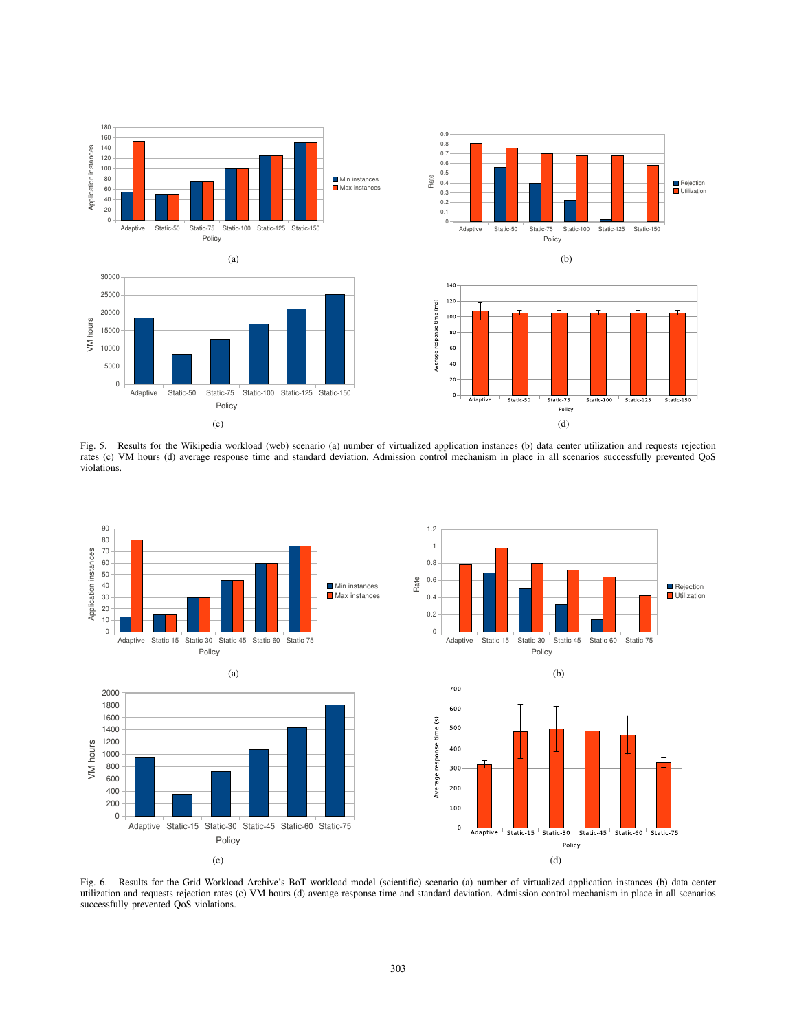Fig. 5. Results for the Wikipedia workload (web) scenario (a) number of virtualized application instances (b) data center utilization and requests rejection rates (c) VM hours (d) average response time and standard deviation. Admission control mechanism in place in all scenarios successfully prevented QoS violations.

Fig. 6. Results for the Grid Workload Archive's BoT workload model (scientific) scenario (a) number of virtualized application instances (b) data center utilization and requests rejection rates (c) VM hours (d) average response time and standard deviation. Admission control mechanism in place in all scenarios successfully prevented QoS violations.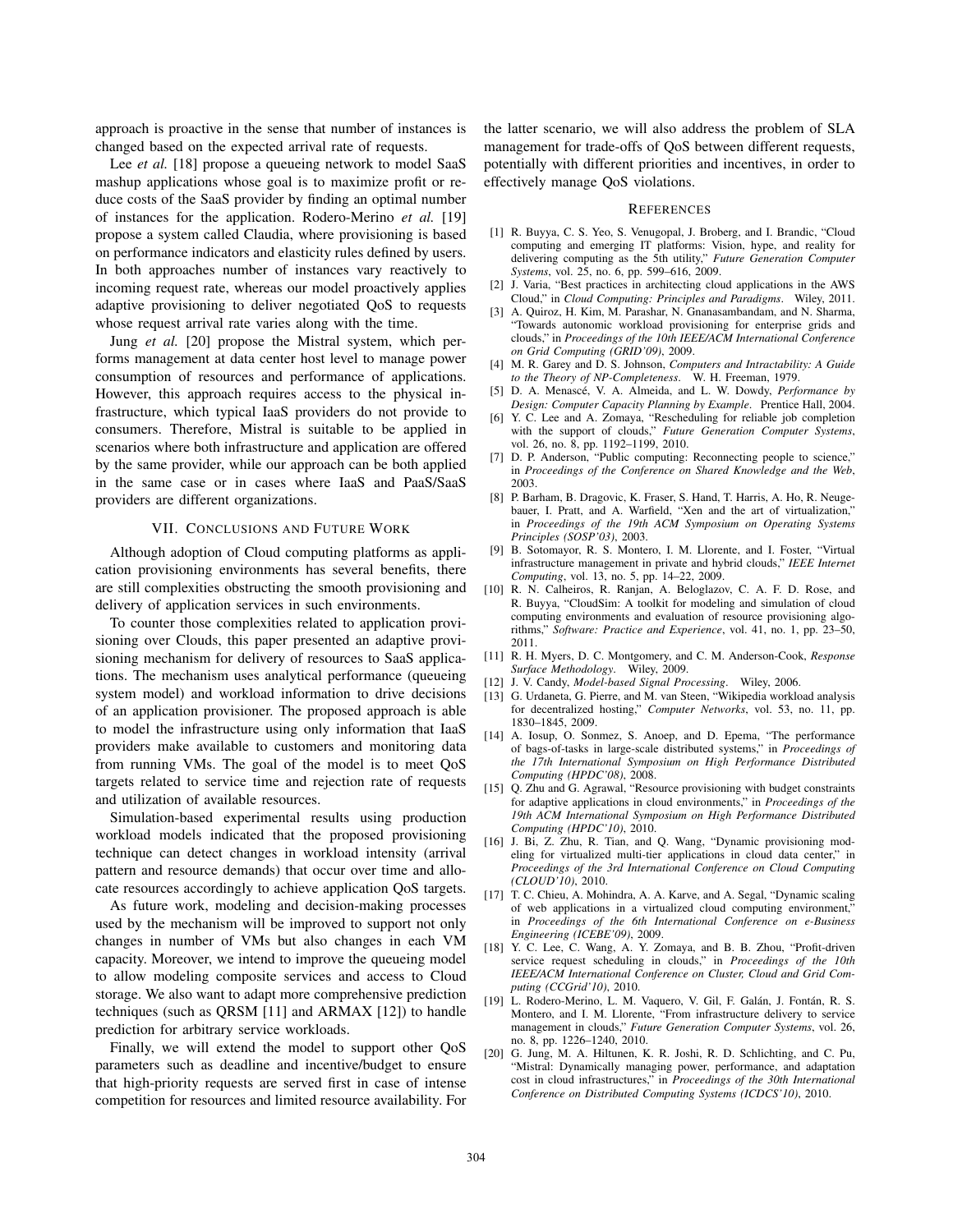approach is proactive in the sense that number of instances is changed based on the expected arrival rate of requests.

Lee *et al.* [18] propose a queueing network to model SaaS mashup applications whose goal is to maximize profit or reduce costs of the SaaS provider by finding an optimal number of instances for the application. Rodero-Merino *et al.* [19] propose a system called Claudia, where provisioning is based on performance indicators and elasticity rules defined by users. In both approaches number of instances vary reactively to incoming request rate, whereas our model proactively applies adaptive provisioning to deliver negotiated QoS to requests whose request arrival rate varies along with the time.

Jung *et al.* [20] propose the Mistral system, which performs management at data center host level to manage power consumption of resources and performance of applications. However, this approach requires access to the physical infrastructure, which typical IaaS providers do not provide to consumers. Therefore, Mistral is suitable to be applied in scenarios where both infrastructure and application are offered by the same provider, while our approach can be both applied in the same case or in cases where IaaS and PaaS/SaaS providers are different organizations.

## VII. Conclusions and Future Work

Although adoption of Cloud computing platforms as application provisioning environments has several benefits, there are still complexities obstructing the smooth provisioning and delivery of application services in such environments.

To counter those complexities related to application provisioning over Clouds, this paper presented an adaptive provisioning mechanism for delivery of resources to SaaS applications. The mechanism uses analytical performance (queueing system model) and workload information to drive decisions of an application provisioner. The proposed approach is able to model the infrastructure using only information that IaaS providers make available to customers and monitoring data from running VMs. The goal of the model is to meet QoS targets related to service time and rejection rate of requests and utilization of available resources.

Simulation-based experimental results using production workload models indicated that the proposed provisioning technique can detect changes in workload intensity (arrival pattern and resource demands) that occur over time and allocate resources accordingly to achieve application QoS targets.

As future work, modeling and decision-making processes used by the mechanism will be improved to support not only changes in number of VMs but also changes in each VM capacity. Moreover, we intend to improve the queueing model to allow modeling composite services and access to Cloud storage. We also want to adapt more comprehensive prediction techniques (such as QRSM [11] and ARMAX [12]) to handle prediction for arbitrary service workloads.

Finally, we will extend the model to support other QoS parameters such as deadline and incentive/budget to ensure that high-priority requests are served first in case of intense competition for resources and limited resource availability. For the latter scenario, we will also address the problem of SLA management for trade-offs of QoS between different requests, potentially with different priorities and incentives, in order to effectively manage QoS violations.

## References

[1] R. Buyya, C. S. Yeo, S. Venugopal, J. Broberg, and I. Brandic, "Cloud computing and emerging IT platforms: Vision, hype, and reality for delivering computing as the 5th utility," *Future Generation Computer Systems*, vol. 25, no. 6, pp. 599–616, 2009.

[2] J. Varia, "Best practices in architecting cloud applications in the AWS Cloud," in *Cloud Computing: Principles and Paradigms*. Wiley, 2011.

[3] A. Quiroz, H. Kim, M. Parashar, N. Gnanasambandam, and N. Sharma, "Towards autonomic workload provisioning for enterprise grids and clouds," in *Proceedings of the 10th IEEE/ACM International Conference on Grid Computing (GRID'09)*, 2009.

[4] M. R. Garey and D. S. Johnson, *Computers and Intractability: A Guide to the Theory of NP-Completeness*. W. H. Freeman, 1979.

[5] D. A. Menascé, V. A. Almeida, and L. W. Dowdy, *Performance by Design: Computer Capacity Planning by Example*. Prentice Hall, 2004.

[6] Y. C. Lee and A. Zomaya, "Rescheduling for reliable job completion with the support of clouds," *Future Generation Computer Systems*, vol. 26, no. 8, pp. 1192–1199, 2010.

[7] D. P. Anderson, "Public computing: Reconnecting people to science," in *Proceedings of the Conference on Shared Knowledge and the Web*, 2003.

[8] P. Barham, B. Dragovic, K. Fraser, S. Hand, T. Harris, A. Ho, R. Neugebauer, I. Pratt, and A. Warfield, "Xen and the art of virtualization," in *Proceedings of the 19th ACM Symposium on Operating Systems Principles (SOSP'03)*, 2003.

[9] B. Sotomayor, R. S. Montero, I. M. Llorente, and I. Foster, "Virtual infrastructure management in private and hybrid clouds," *IEEE Internet Computing*, vol. 13, no. 5, pp. 14–22, 2009.

[10] R. N. Calheiros, R. Ranjan, A. Beloglazov, C. A. F. D. Rose, and R. Buyya, "CloudSim: A toolkit for modeling and simulation of cloud computing environments and evaluation of resource provisioning algorithms," *Software: Practice and Experience*, vol. 41, no. 1, pp. 23–50, 2011.

[11] R. H. Myers, D. C. Montgomery, and C. M. Anderson-Cook, *Response Surface Methodology*. Wiley, 2009.

[12] J. V. Candy, *Model-based Signal Processing*. Wiley, 2006.

[13] G. Urdaneta, G. Pierre, and M. van Steen, "Wikipedia workload analysis for decentralized hosting," *Computer Networks*, vol. 53, no. 11, pp. 1830–1845, 2009.

[14] A. Iosup, O. Sonmez, S. Anoep, and D. Epema, "The performance of bags-of-tasks in large-scale distributed systems," in *Proceedings of the 17th International Symposium on High Performance Distributed Computing (HPDC'08)*, 2008.

[15] Q. Zhu and G. Agrawal, "Resource provisioning with budget constraints for adaptive applications in cloud environments," in *Proceedings of the 19th ACM International Symposium on High Performance Distributed Computing (HPDC'10)*, 2010.

[16] J. Bi, Z. Zhu, R. Tian, and Q. Wang, "Dynamic provisioning modeling for virtualized multi-tier applications in cloud data center," in *Proceedings of the 3rd International Conference on Cloud Computing (CLOUD'10)*, 2010.

[17] T. C. Chieu, A. Mohindra, A. A. Karve, and A. Segal, "Dynamic scaling of web applications in a virtualized cloud computing environment," in *Proceedings of the 6th International Conference on e-Business Engineering (ICEBE'09)*, 2009.

[18] Y. C. Lee, C. Wang, A. Y. Zomaya, and B. B. Zhou, "Profit-driven service request scheduling in clouds," in *Proceedings of the 10th IEEE/ACM International Conference on Cluster, Cloud and Grid Computing (CCGrid'10)*, 2010.

[19] L. Rodero-Merino, L. M. Vaquero, V. Gil, F. Galán, J. Fontán, R. S. Montero, and I. M. Llorente, "From infrastructure delivery to service management in clouds," *Future Generation Computer Systems*, vol. 26, no. 8, pp. 1226–1240, 2010.

[20] G. Jung, M. A. Hiltunen, K. R. Joshi, R. D. Schlichting, and C. Pu, "Mistral: Dynamically managing power, performance, and adaptation cost in cloud infrastructures," in *Proceedings of the 30th International Conference on Distributed Computing Systems (ICDCS'10)*, 2010.